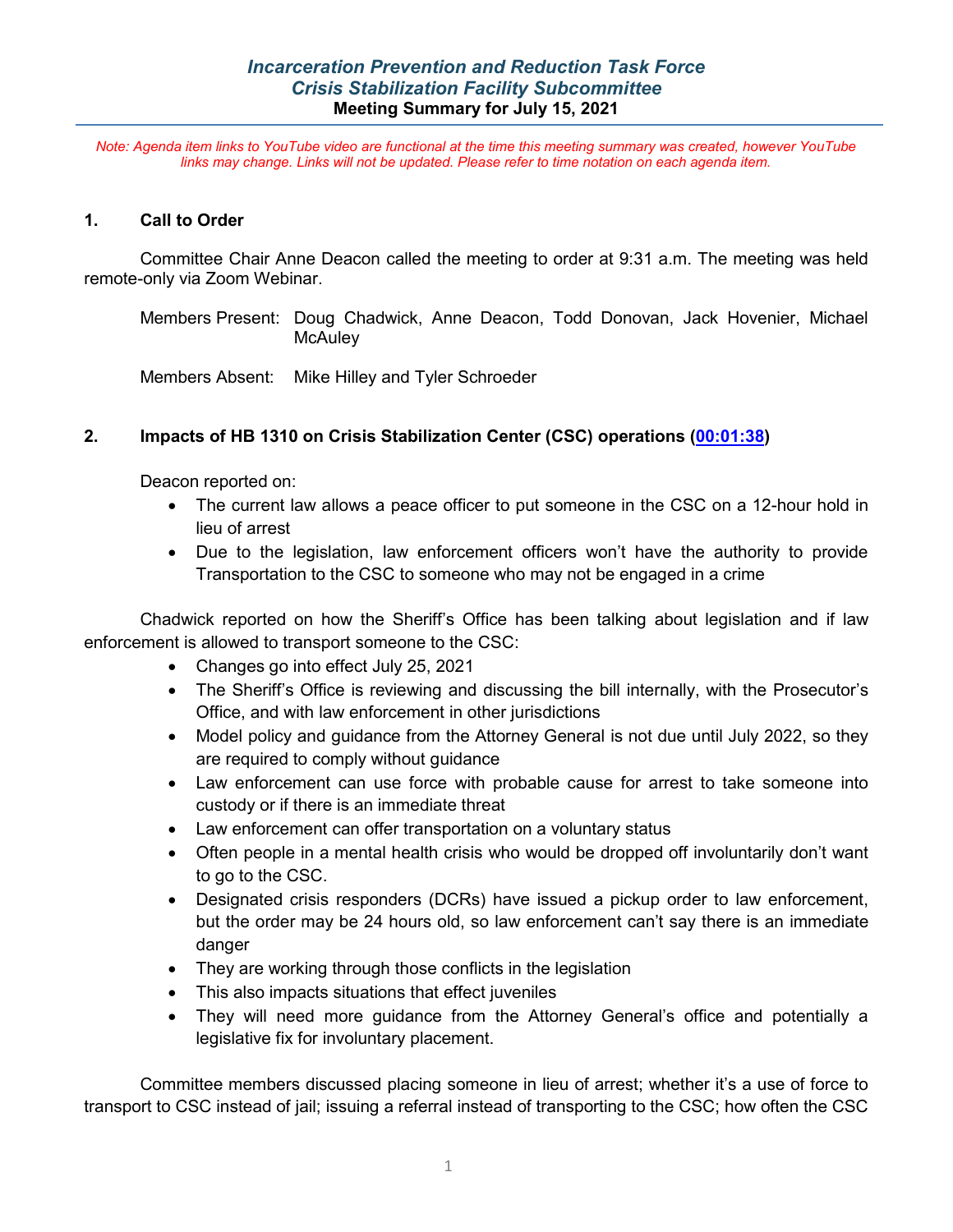# *Incarceration Prevention and Reduction Task Force*
## *Crisis Stabilization Facility Subcommittee*
### Meeting Summary for July 15, 2021

*Note: Agenda item links to YouTube video are functional at the time this meeting summary was created, however YouTube links may change. Links will not be updated. Please refer to time notation on each agenda item.*

## 1. Call to Order

Committee Chair Anne Deacon called the meeting to order at 9:31 a.m. The meeting was held remote-only via Zoom Webinar.

Members Present: Doug Chadwick, Anne Deacon, Todd Donovan, Jack Hovenier, Michael McAuley

Members Absent: Mike Hilley and Tyler Schroeder

## 2. Impacts of HB 1310 on Crisis Stabilization Center (CSC) operations (00:01:38)

Deacon reported on:

- The current law allows a peace officer to put someone in the CSC on a 12-hour hold in lieu of arrest
- Due to the legislation, law enforcement officers won't have the authority to provide Transportation to the CSC to someone who may not be engaged in a crime

Chadwick reported on how the Sheriff's Office has been talking about legislation and if law enforcement is allowed to transport someone to the CSC:

- Changes go into effect July 25, 2021
- The Sheriff's Office is reviewing and discussing the bill internally, with the Prosecutor's Office, and with law enforcement in other jurisdictions
- Model policy and guidance from the Attorney General is not due until July 2022, so they are required to comply without guidance
- Law enforcement can use force with probable cause for arrest to take someone into custody or if there is an immediate threat
- Law enforcement can offer transportation on a voluntary status
- Often people in a mental health crisis who would be dropped off involuntarily don't want to go to the CSC.
- Designated crisis responders (DCRs) have issued a pickup order to law enforcement, but the order may be 24 hours old, so law enforcement can't say there is an immediate danger
- They are working through those conflicts in the legislation
- This also impacts situations that effect juveniles
- They will need more guidance from the Attorney General's office and potentially a legislative fix for involuntary placement.

Committee members discussed placing someone in lieu of arrest; whether it's a use of force to transport to CSC instead of jail; issuing a referral instead of transporting to the CSC; how often the CSC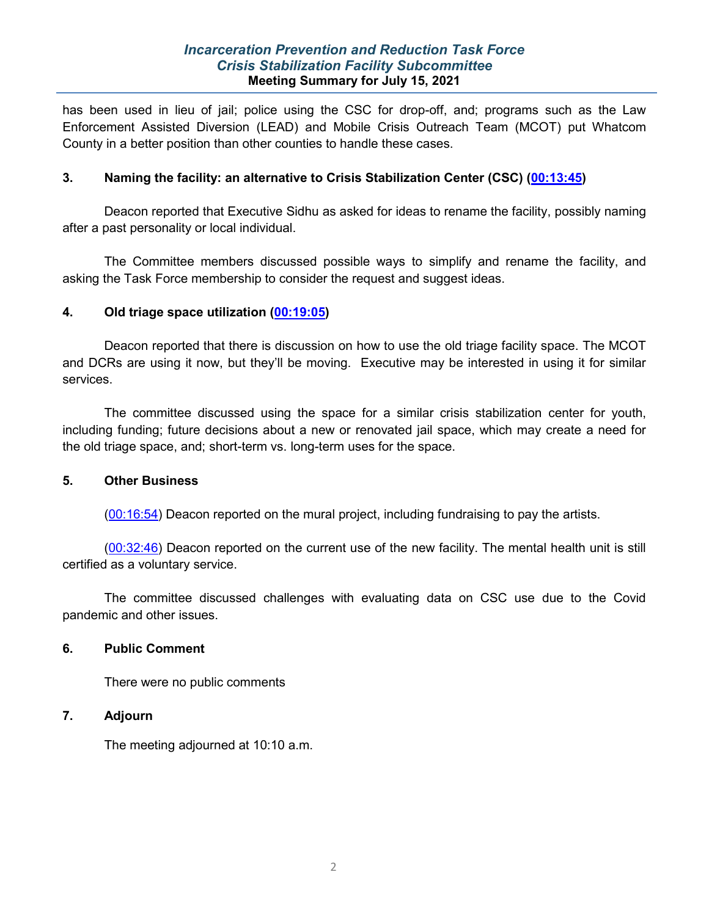has been used in lieu of jail; police using the CSC for drop-off, and; programs such as the Law Enforcement Assisted Diversion (LEAD) and Mobile Crisis Outreach Team (MCOT) put Whatcom County in a better position than other counties to handle these cases.

### 3. Naming the facility: an alternative to Crisis Stabilization Center (CSC) (00:13:45)

Deacon reported that Executive Sidhu as asked for ideas to rename the facility, possibly naming after a past personality or local individual.

The Committee members discussed possible ways to simplify and rename the facility, and asking the Task Force membership to consider the request and suggest ideas.

### 4. Old triage space utilization (00:19:05)

Deacon reported that there is discussion on how to use the old triage facility space. The MCOT and DCRs are using it now, but they'll be moving. Executive may be interested in using it for similar services.

The committee discussed using the space for a similar crisis stabilization center for youth, including funding; future decisions about a new or renovated jail space, which may create a need for the old triage space, and; short-term vs. long-term uses for the space.

### 5. Other Business

(00:16:54) Deacon reported on the mural project, including fundraising to pay the artists.

(00:32:46) Deacon reported on the current use of the new facility. The mental health unit is still certified as a voluntary service.

The committee discussed challenges with evaluating data on CSC use due to the Covid pandemic and other issues.

### 6. Public Comment

There were no public comments

### 7. Adjourn

The meeting adjourned at 10:10 a.m.